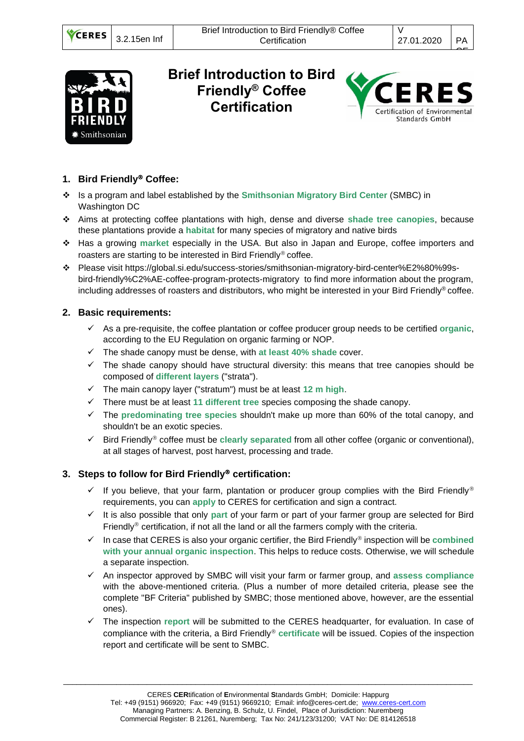# Brief Introduction to Bird Friendly® Coffee Certification

## 1. Bird Friendly® Coffee:

- Is a program and label established by the **Smithsonian Migratory Bird Center** (SMBC) in Washington DC
- Aims at protecting coffee plantations with high, dense and diverse **shade tree canopies**, because these plantations provide a **habitat** for many species of migratory and native birds
- Has a growing **market** especially in the USA. But also in Japan and Europe, coffee importers and roasters are starting to be interested in Bird Friendly® coffee.
- Please visit https://global.si.edu/success-stories/smithsonian-migratory-bird-center%E2%80%99s-bird-friendly%C2%AE-coffee-program-protects-migratory to find more information about the program, including addresses of roasters and distributors, who might be interested in your Bird Friendly® coffee.

## 2. Basic requirements:

- ✓ As a pre-requisite, the coffee plantation or coffee producer group needs to be certified **organic**, according to the EU Regulation on organic farming or NOP.
- ✓ The shade canopy must be dense, with **at least 40% shade** cover.
- ✓ The shade canopy should have structural diversity: this means that tree canopies should be composed of **different layers** ("strata").
- ✓ The main canopy layer ("stratum") must be at least **12 m high**.
- ✓ There must be at least **11 different tree** species composing the shade canopy.
- ✓ The **predominating tree species** shouldn't make up more than 60% of the total canopy, and shouldn't be an exotic species.
- ✓ Bird Friendly® coffee must be **clearly separated** from all other coffee (organic or conventional), at all stages of harvest, post harvest, processing and trade.

## 3. Steps to follow for Bird Friendly® certification:

- ✓ If you believe, that your farm, plantation or producer group complies with the Bird Friendly® requirements, you can **apply** to CERES for certification and sign a contract.
- ✓ It is also possible that only **part** of your farm or part of your farmer group are selected for Bird Friendly® certification, if not all the land or all the farmers comply with the criteria.
- ✓ In case that CERES is also your organic certifier, the Bird Friendly® inspection will be **combined with your annual organic inspection**. This helps to reduce costs. Otherwise, we will schedule a separate inspection.
- ✓ An inspector approved by SMBC will visit your farm or farmer group, and **assess compliance** with the above-mentioned criteria. (Plus a number of more detailed criteria, please see the complete "BF Criteria" published by SMBC; those mentioned above, however, are the essential ones).
- ✓ The inspection **report** will be submitted to the CERES headquarter, for evaluation. In case of compliance with the criteria, a Bird Friendly® **certificate** will be issued. Copies of the inspection report and certificate will be sent to SMBC.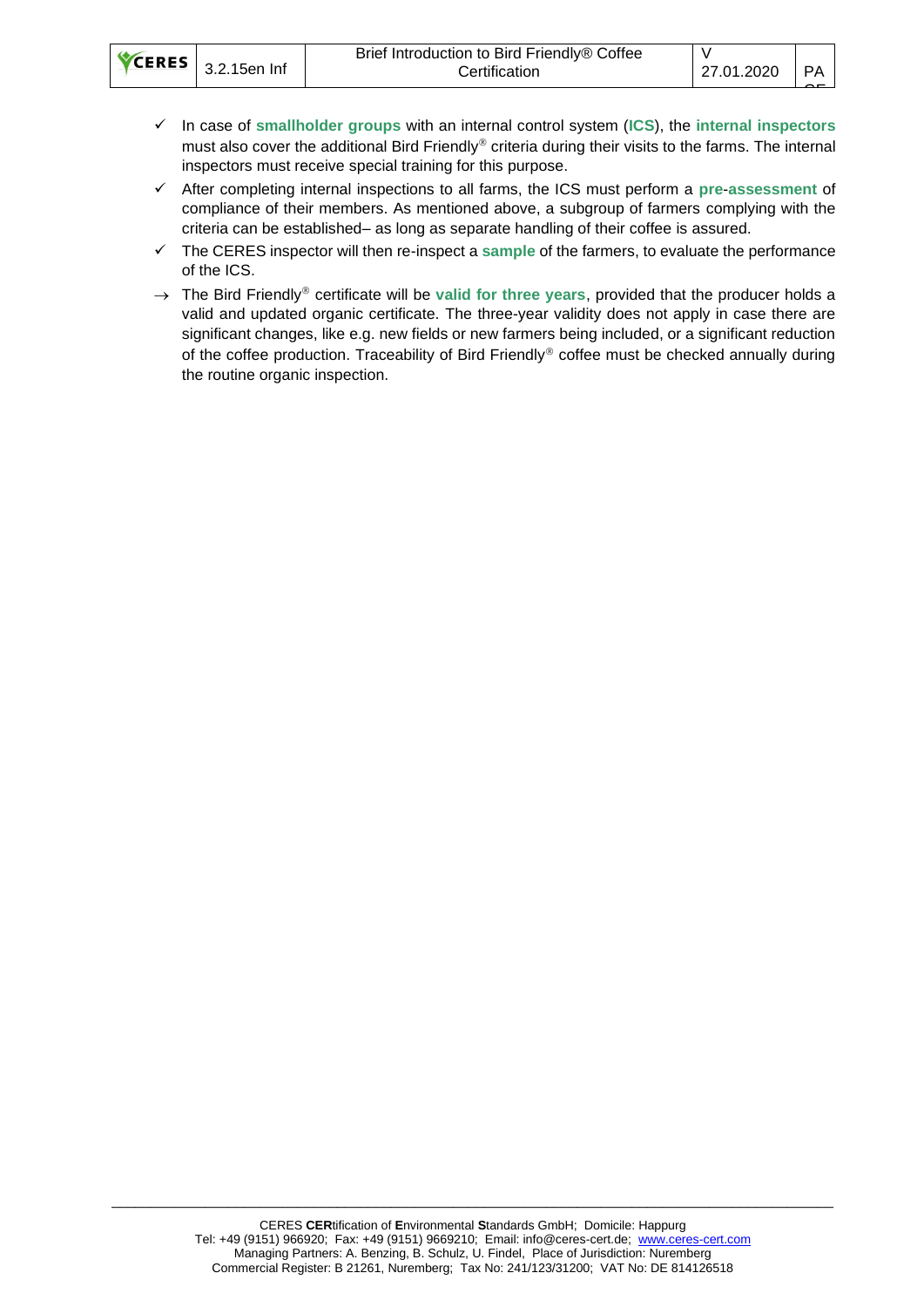- ✓ In case of **smallholder groups** with an internal control system (**ICS**), the **internal inspectors** must also cover the additional Bird Friendly® criteria during their visits to the farms. The internal inspectors must receive special training for this purpose.
- ✓ After completing internal inspections to all farms, the ICS must perform a **pre-assessment** of compliance of their members. As mentioned above, a subgroup of farmers complying with the criteria can be established– as long as separate handling of their coffee is assured.
- ✓ The CERES inspector will then re-inspect a **sample** of the farmers, to evaluate the performance of the ICS.
- → The Bird Friendly® certificate will be **valid for three years**, provided that the producer holds a valid and updated organic certificate. The three-year validity does not apply in case there are significant changes, like e.g. new fields or new farmers being included, or a significant reduction of the coffee production. Traceability of Bird Friendly® coffee must be checked annually during the routine organic inspection.